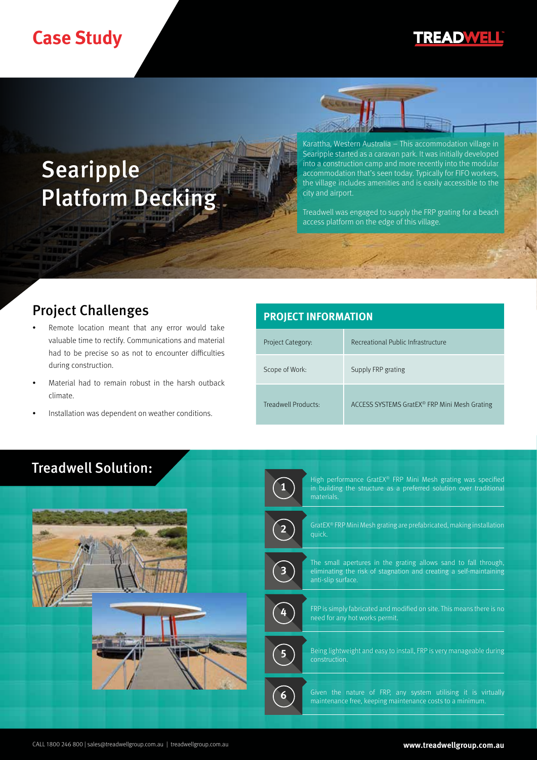# Case Study

TREADWELL

# Searipple Platform Decking

Karattha, Western Australia – This accommodation village in Searipple started as a caravan park. It was initially developed into a construction camp and more recently into the modular accommodation that's seen today. Typically for FIFO workers, the village includes amenities and is easily accessible to the city and airport.

Treadwell was engaged to supply the FRP grating for a beach access platform on the edge of this village.

## Project Challenges

- Remote location meant that any error would take valuable time to rectify. Communications and material had to be precise so as not to encounter difficulties during construction.
- Material had to remain robust in the harsh outback climate.
- Installation was dependent on weather conditions.

## PROJECT INFORMATION

| | |
|---|---|
| Project Category: | Recreational Public Infrastructure |
| Scope of Work: | Supply FRP grating |
| Treadwell Products: | ACCESS SYSTEMS GratEX® FRP Mini Mesh Grating |

## Treadwell Solution:

1. High performance GratEX® FRP Mini Mesh grating was specified in building the structure as a preferred solution over traditional materials.
2. GratEX® FRP Mini Mesh grating are prefabricated, making installation quick.
3. The small apertures in the grating allows sand to fall through, eliminating the risk of stagnation and creating a self-maintaining anti-slip surface.
4. FRP is simply fabricated and modified on site. This means there is no need for any hot works permit.
5. Being lightweight and easy to install, FRP is very manageable during construction.
6. Given the nature of FRP, any system utilising it is virtually maintenance free, keeping maintenance costs to a minimum.

CALL 1800 246 800 | sales@treadwellgroup.com.au | treadwellgroup.com.au

www.treadwellgroup.com.au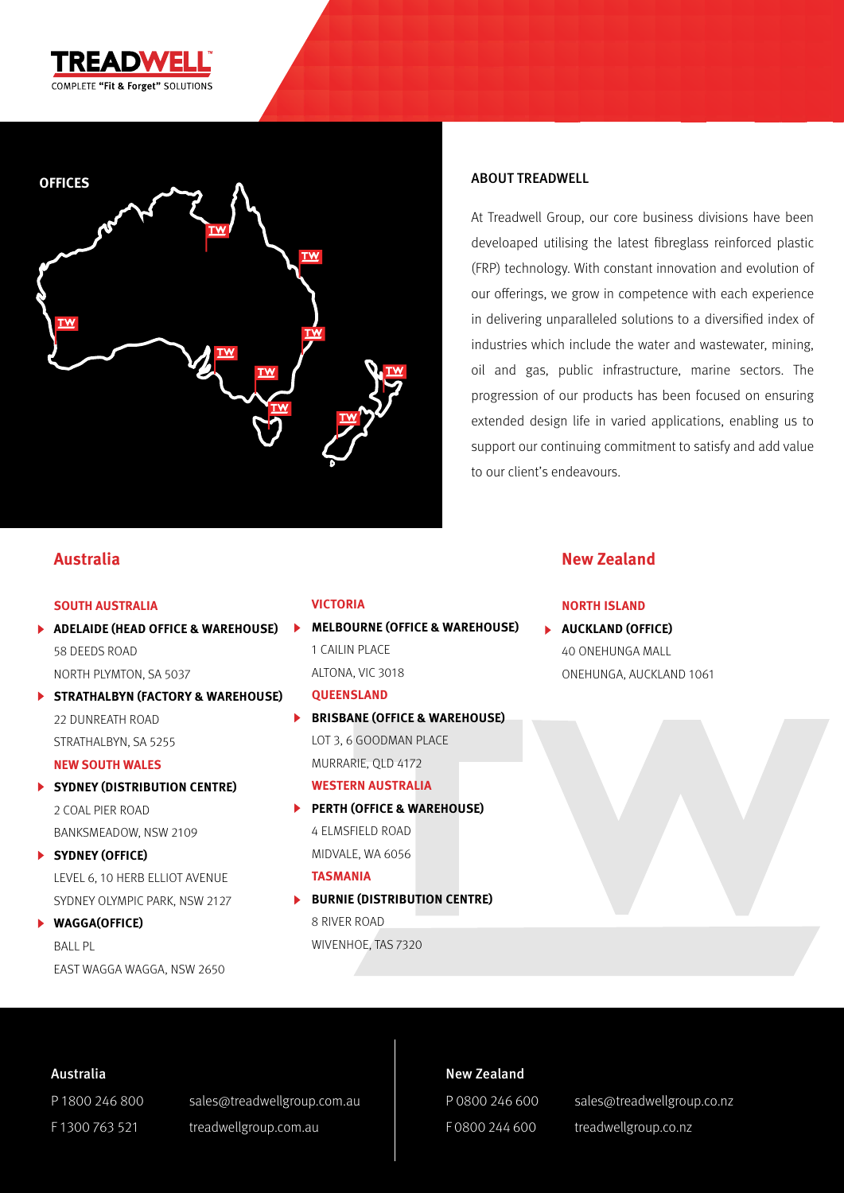**TREADWELL™**
COMPLETE **"Fit & Forget"** SOLUTIONS

**OFFICES**

## ABOUT TREADWELL

At Treadwell Group, our core business divisions have been developaed utilising the latest fibreglass reinforced plastic (FRP) technology. With constant innovation and evolution of our offerings, we grow in competence with each experience in delivering unparalleled solutions to a diversified index of industries which include the water and wastewater, mining, oil and gas, public infrastructure, marine sectors. The progression of our products has been focused on ensuring extended design life in varied applications, enabling us to support our continuing commitment to satisfy and add value to our client's endeavours.

## Australia

### SOUTH AUSTRALIA

- **ADELAIDE (HEAD OFFICE & WAREHOUSE)**
  58 DEEDS ROAD
  NORTH PLYMTON, SA 5037
- **STRATHALBYN (FACTORY & WAREHOUSE)**
  22 DUNREATH ROAD
  STRATHALBYN, SA 5255

### NEW SOUTH WALES

- **SYDNEY (DISTRIBUTION CENTRE)**
  2 COAL PIER ROAD
  BANKSMEADOW, NSW 2109
- **SYDNEY (OFFICE)**
  LEVEL 6, 10 HERB ELLIOT AVENUE
  SYDNEY OLYMPIC PARK, NSW 2127
- **WAGGA(OFFICE)**
  BALL PL
  EAST WAGGA WAGGA, NSW 2650

### VICTORIA

- **MELBOURNE (OFFICE & WAREHOUSE)**
  1 CAILIN PLACE
  ALTONA, VIC 3018

### QUEENSLAND

- **BRISBANE (OFFICE & WAREHOUSE)**
  LOT 3, 6 GOODMAN PLACE
  MURRARIE, QLD 4172

### WESTERN AUSTRALIA

- **PERTH (OFFICE & WAREHOUSE)**
  4 ELMSFIELD ROAD
  MIDVALE, WA 6056

### TASMANIA

- **BURNIE (DISTRIBUTION CENTRE)**
  8 RIVER ROAD
  WIVENHOE, TAS 7320

## New Zealand

### NORTH ISLAND

- **AUCKLAND (OFFICE)**
  40 ONEHUNGA MALL
  ONEHUNGA, AUCKLAND 1061

---

**Australia**

P 1800 246 800
F 1300 763 521
sales@treadwellgroup.com.au
treadwellgroup.com.au

**New Zealand**

P 0800 246 600
F 0800 244 600
sales@treadwellgroup.co.nz
treadwellgroup.co.nz